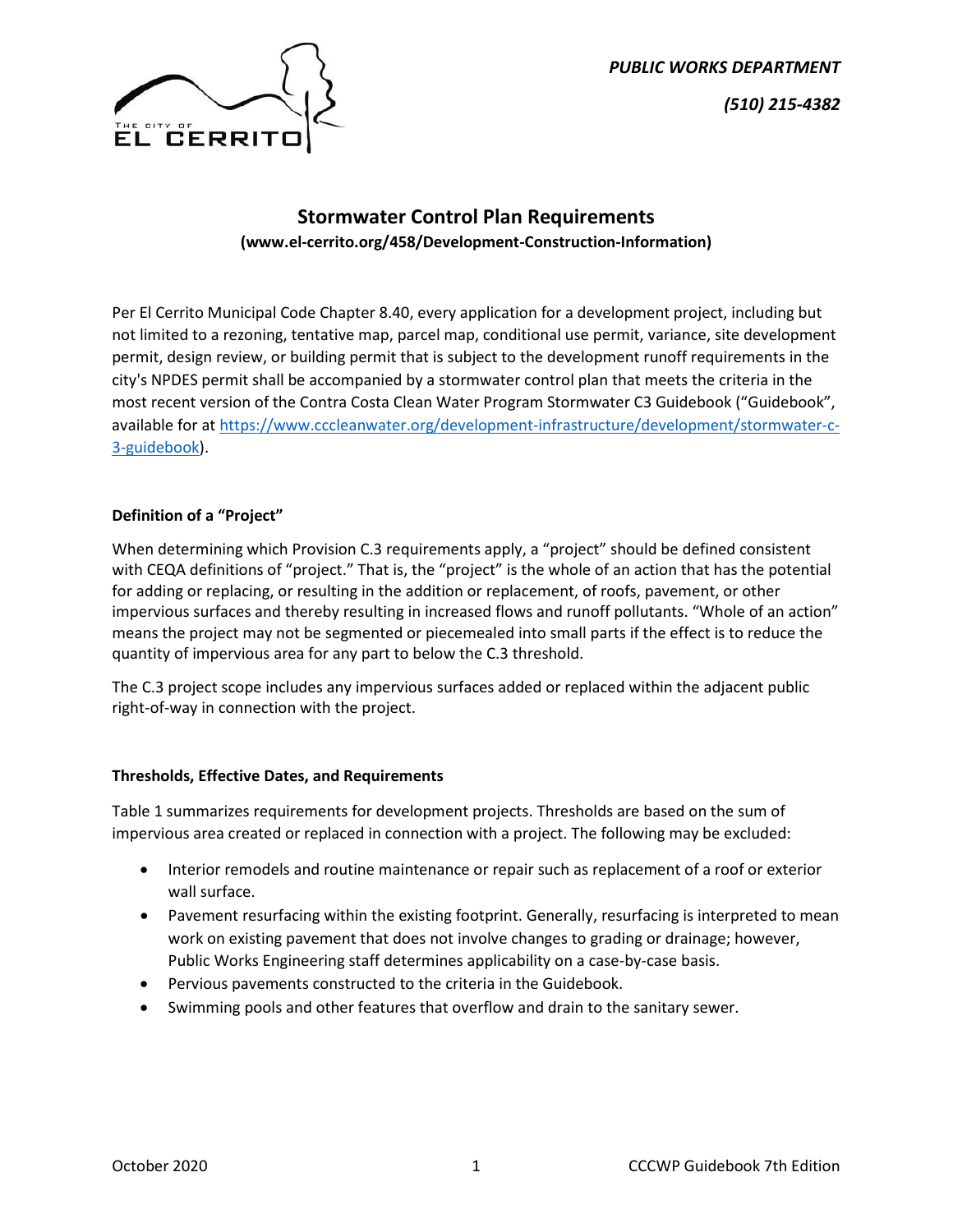*PUBLIC WORKS DEPARTMENT*

*(510) 215-4382*

# Stormwater Control Plan Requirements

**(www.el-cerrito.org/458/Development-Construction-Information)**

Per El Cerrito Municipal Code Chapter 8.40, every application for a development project, including but not limited to a rezoning, tentative map, parcel map, conditional use permit, variance, site development permit, design review, or building permit that is subject to the development runoff requirements in the city's NPDES permit shall be accompanied by a stormwater control plan that meets the criteria in the most recent version of the Contra Costa Clean Water Program Stormwater C3 Guidebook ("Guidebook", available for at https://www.cccleanwater.org/development-infrastructure/development/stormwater-c-3-guidebook).

### Definition of a "Project"

When determining which Provision C.3 requirements apply, a "project" should be defined consistent with CEQA definitions of "project." That is, the "project" is the whole of an action that has the potential for adding or replacing, or resulting in the addition or replacement, of roofs, pavement, or other impervious surfaces and thereby resulting in increased flows and runoff pollutants. "Whole of an action" means the project may not be segmented or piecemealed into small parts if the effect is to reduce the quantity of impervious area for any part to below the C.3 threshold.

The C.3 project scope includes any impervious surfaces added or replaced within the adjacent public right-of-way in connection with the project.

### Thresholds, Effective Dates, and Requirements

Table 1 summarizes requirements for development projects. Thresholds are based on the sum of impervious area created or replaced in connection with a project. The following may be excluded:

- Interior remodels and routine maintenance or repair such as replacement of a roof or exterior wall surface.
- Pavement resurfacing within the existing footprint. Generally, resurfacing is interpreted to mean work on existing pavement that does not involve changes to grading or drainage; however, Public Works Engineering staff determines applicability on a case-by-case basis.
- Pervious pavements constructed to the criteria in the Guidebook.
- Swimming pools and other features that overflow and drain to the sanitary sewer.

October 2020 CCCWP Guidebook 7th Edition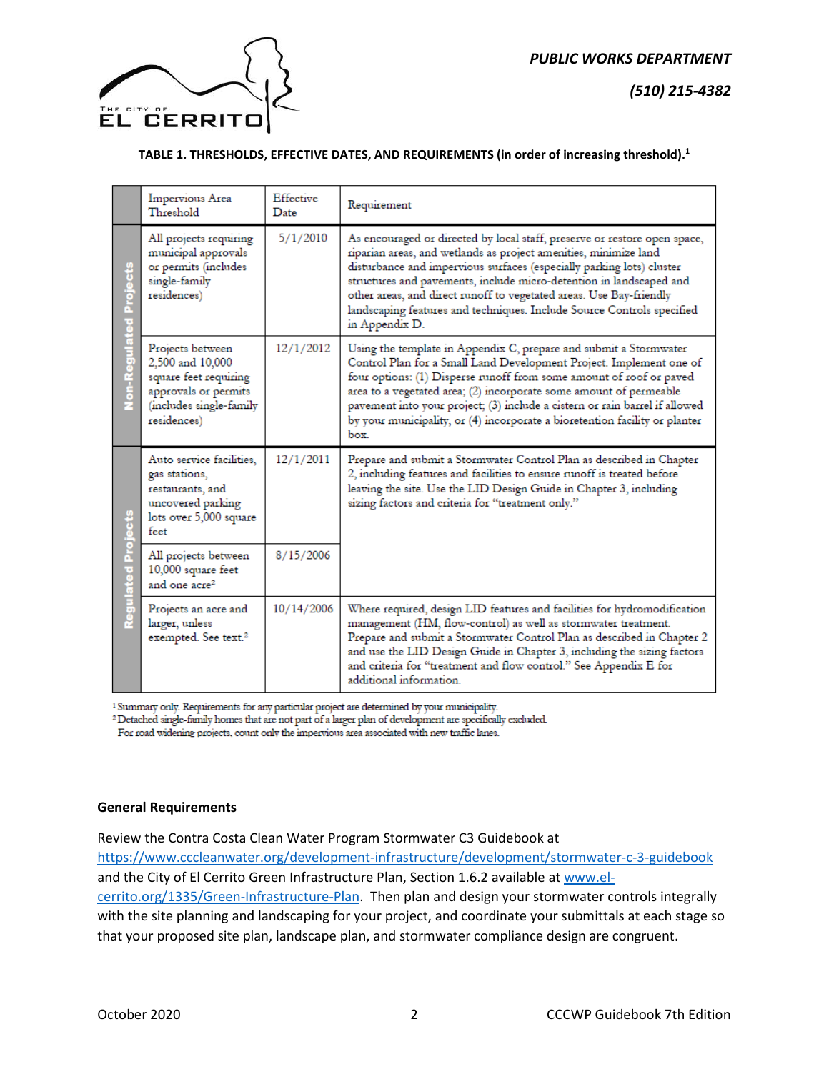**TABLE 1. THRESHOLDS, EFFECTIVE DATES, AND REQUIREMENTS (in order of increasing threshold).**[1]

| | Impervious Area Threshold | Effective Date | Requirement |
|---|---|---|---|
| Non-Regulated Projects | All projects requiring municipal approvals or permits (includes single-family residences) | 5/1/2010 | As encouraged or directed by local staff, preserve or restore open space, riparian areas, and wetlands as project amenities, minimize land disturbance and impervious surfaces (especially parking lots) cluster structures and pavements, include micro-detention in landscaped and other areas, and direct runoff to vegetated areas. Use Bay-friendly landscaping features and techniques. Include Source Controls specified in Appendix D. |
| Non-Regulated Projects | Projects between 2,500 and 10,000 square feet requiring approvals or permits (includes single-family residences) | 12/1/2012 | Using the template in Appendix C, prepare and submit a Stormwater Control Plan for a Small Land Development Project. Implement one of four options: (1) Disperse runoff from some amount of roof or paved area to a vegetated area; (2) incorporate some amount of permeable pavement into your project; (3) include a cistern or rain barrel if allowed by your municipality, or (4) incorporate a bioretention facility or planter box. |
| Regulated Projects | Auto service facilities, gas stations, restaurants, and uncovered parking lots over 5,000 square feet | 12/1/2011 | Prepare and submit a Stormwater Control Plan as described in Chapter 2, including features and facilities to ensure runoff is treated before leaving the site. Use the LID Design Guide in Chapter 3, including sizing factors and criteria for "treatment only." |
| Regulated Projects | All projects between 10,000 square feet and one acre[2] | 8/15/2006 | |
| Regulated Projects | Projects an acre and larger, unless exempted. See text.[2] | 10/14/2006 | Where required, design LID features and facilities for hydromodification management (HM, flow-control) as well as stormwater treatment. Prepare and submit a Stormwater Control Plan as described in Chapter 2 and use the LID Design Guide in Chapter 3, including the sizing factors and criteria for "treatment and flow control." See Appendix E for additional information. |

[1] Summary only. Requirements for any particular project are determined by your municipality.
[2] Detached single-family homes that are not part of a larger plan of development are specifically excluded. For road widening projects, count only the impervious area associated with new traffic lanes.

## General Requirements

Review the Contra Costa Clean Water Program Stormwater C3 Guidebook at https://www.cccleanwater.org/development-infrastructure/development/stormwater-c-3-guidebook and the City of El Cerrito Green Infrastructure Plan, Section 1.6.2 available at www.el-cerrito.org/1335/Green-Infrastructure-Plan. Then plan and design your stormwater controls integrally with the site planning and landscaping for your project, and coordinate your submittals at each stage so that your proposed site plan, landscape plan, and stormwater compliance design are congruent.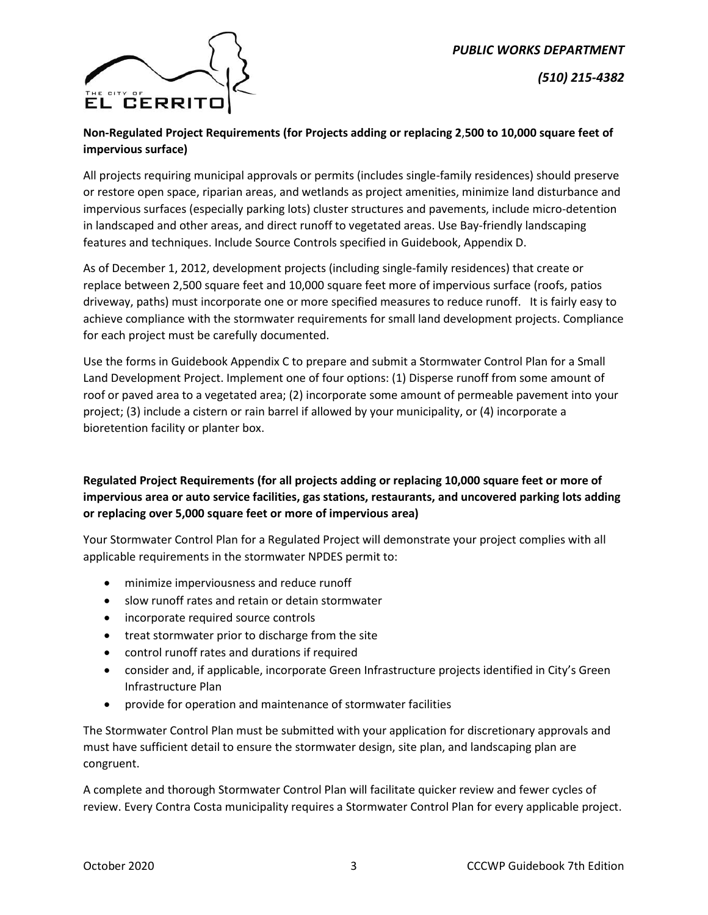**Non-Regulated Project Requirements (for Projects adding or replacing 2,500 to 10,000 square feet of impervious surface)**

All projects requiring municipal approvals or permits (includes single-family residences) should preserve or restore open space, riparian areas, and wetlands as project amenities, minimize land disturbance and impervious surfaces (especially parking lots) cluster structures and pavements, include micro-detention in landscaped and other areas, and direct runoff to vegetated areas. Use Bay-friendly landscaping features and techniques. Include Source Controls specified in Guidebook, Appendix D.

As of December 1, 2012, development projects (including single-family residences) that create or replace between 2,500 square feet and 10,000 square feet more of impervious surface (roofs, patios driveway, paths) must incorporate one or more specified measures to reduce runoff. It is fairly easy to achieve compliance with the stormwater requirements for small land development projects. Compliance for each project must be carefully documented.

Use the forms in Guidebook Appendix C to prepare and submit a Stormwater Control Plan for a Small Land Development Project. Implement one of four options: (1) Disperse runoff from some amount of roof or paved area to a vegetated area; (2) incorporate some amount of permeable pavement into your project; (3) include a cistern or rain barrel if allowed by your municipality, or (4) incorporate a bioretention facility or planter box.

**Regulated Project Requirements (for all projects adding or replacing 10,000 square feet or more of impervious area or auto service facilities, gas stations, restaurants, and uncovered parking lots adding or replacing over 5,000 square feet or more of impervious area)**

Your Stormwater Control Plan for a Regulated Project will demonstrate your project complies with all applicable requirements in the stormwater NPDES permit to:

- minimize imperviousness and reduce runoff
- slow runoff rates and retain or detain stormwater
- incorporate required source controls
- treat stormwater prior to discharge from the site
- control runoff rates and durations if required
- consider and, if applicable, incorporate Green Infrastructure projects identified in City's Green Infrastructure Plan
- provide for operation and maintenance of stormwater facilities

The Stormwater Control Plan must be submitted with your application for discretionary approvals and must have sufficient detail to ensure the stormwater design, site plan, and landscaping plan are congruent.

A complete and thorough Stormwater Control Plan will facilitate quicker review and fewer cycles of review. Every Contra Costa municipality requires a Stormwater Control Plan for every applicable project.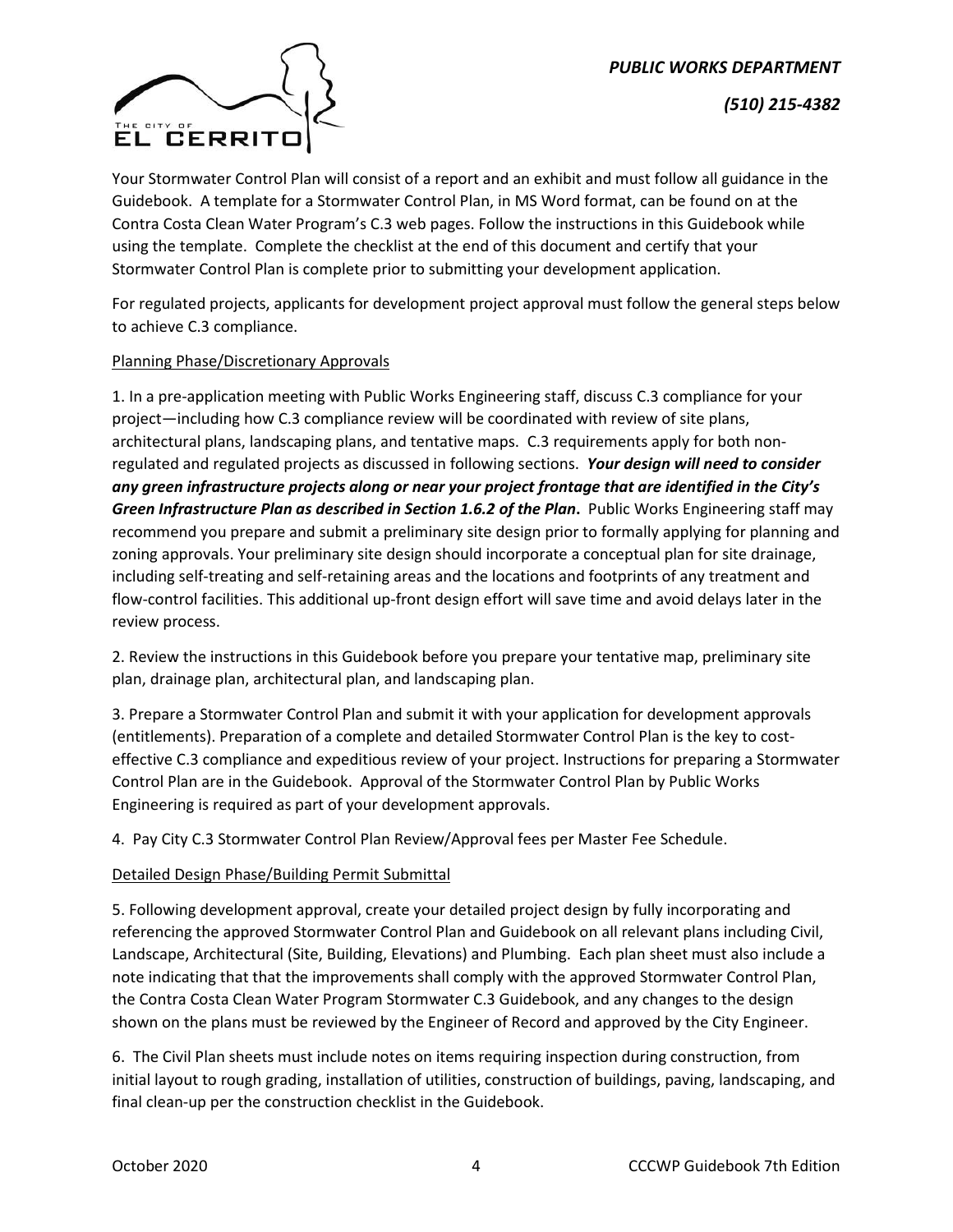Your Stormwater Control Plan will consist of a report and an exhibit and must follow all guidance in the Guidebook. A template for a Stormwater Control Plan, in MS Word format, can be found on at the Contra Costa Clean Water Program's C.3 web pages. Follow the instructions in this Guidebook while using the template. Complete the checklist at the end of this document and certify that your Stormwater Control Plan is complete prior to submitting your development application.

For regulated projects, applicants for development project approval must follow the general steps below to achieve C.3 compliance.

<u>Planning Phase/Discretionary Approvals</u>

1. In a pre-application meeting with Public Works Engineering staff, discuss C.3 compliance for your project—including how C.3 compliance review will be coordinated with review of site plans, architectural plans, landscaping plans, and tentative maps. C.3 requirements apply for both non-regulated and regulated projects as discussed in following sections. ***Your design will need to consider any green infrastructure projects along or near your project frontage that are identified in the City's Green Infrastructure Plan as described in Section 1.6.2 of the Plan*.** Public Works Engineering staff may recommend you prepare and submit a preliminary site design prior to formally applying for planning and zoning approvals. Your preliminary site design should incorporate a conceptual plan for site drainage, including self-treating and self-retaining areas and the locations and footprints of any treatment and flow-control facilities. This additional up-front design effort will save time and avoid delays later in the review process.

2. Review the instructions in this Guidebook before you prepare your tentative map, preliminary site plan, drainage plan, architectural plan, and landscaping plan.

3. Prepare a Stormwater Control Plan and submit it with your application for development approvals (entitlements). Preparation of a complete and detailed Stormwater Control Plan is the key to cost-effective C.3 compliance and expeditious review of your project. Instructions for preparing a Stormwater Control Plan are in the Guidebook. Approval of the Stormwater Control Plan by Public Works Engineering is required as part of your development approvals.

4. Pay City C.3 Stormwater Control Plan Review/Approval fees per Master Fee Schedule.

<u>Detailed Design Phase/Building Permit Submittal</u>

5. Following development approval, create your detailed project design by fully incorporating and referencing the approved Stormwater Control Plan and Guidebook on all relevant plans including Civil, Landscape, Architectural (Site, Building, Elevations) and Plumbing. Each plan sheet must also include a note indicating that that the improvements shall comply with the approved Stormwater Control Plan, the Contra Costa Clean Water Program Stormwater C.3 Guidebook, and any changes to the design shown on the plans must be reviewed by the Engineer of Record and approved by the City Engineer.

6. The Civil Plan sheets must include notes on items requiring inspection during construction, from initial layout to rough grading, installation of utilities, construction of buildings, paving, landscaping, and final clean-up per the construction checklist in the Guidebook.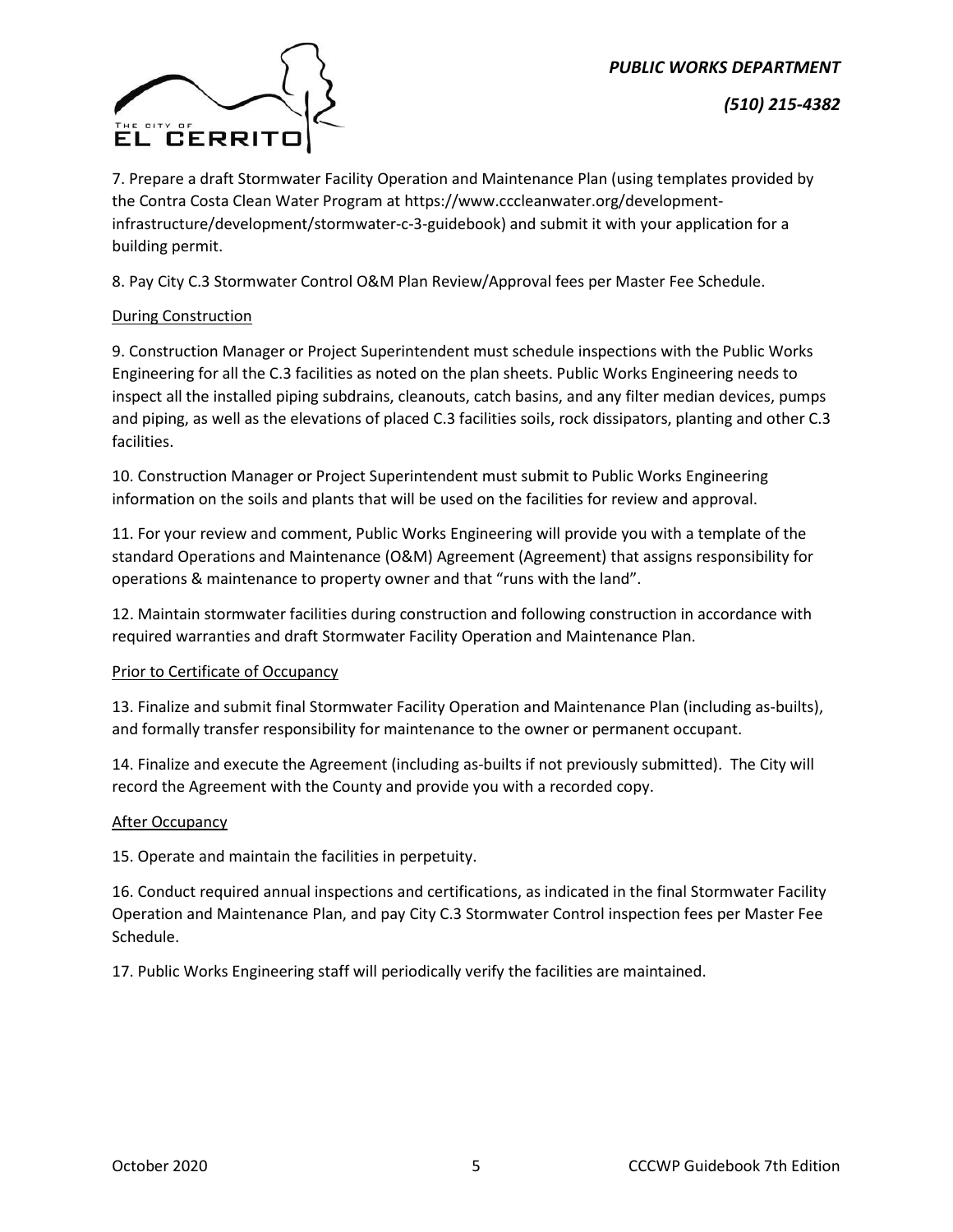7. Prepare a draft Stormwater Facility Operation and Maintenance Plan (using templates provided by the Contra Costa Clean Water Program at https://www.cccleanwater.org/development-infrastructure/development/stormwater-c-3-guidebook) and submit it with your application for a building permit.

8. Pay City C.3 Stormwater Control O&M Plan Review/Approval fees per Master Fee Schedule.

<u>During Construction</u>

9. Construction Manager or Project Superintendent must schedule inspections with the Public Works Engineering for all the C.3 facilities as noted on the plan sheets. Public Works Engineering needs to inspect all the installed piping subdrains, cleanouts, catch basins, and any filter median devices, pumps and piping, as well as the elevations of placed C.3 facilities soils, rock dissipators, planting and other C.3 facilities.

10. Construction Manager or Project Superintendent must submit to Public Works Engineering information on the soils and plants that will be used on the facilities for review and approval.

11. For your review and comment, Public Works Engineering will provide you with a template of the standard Operations and Maintenance (O&M) Agreement (Agreement) that assigns responsibility for operations & maintenance to property owner and that "runs with the land".

12. Maintain stormwater facilities during construction and following construction in accordance with required warranties and draft Stormwater Facility Operation and Maintenance Plan.

<u>Prior to Certificate of Occupancy</u>

13. Finalize and submit final Stormwater Facility Operation and Maintenance Plan (including as-builts), and formally transfer responsibility for maintenance to the owner or permanent occupant.

14. Finalize and execute the Agreement (including as-builts if not previously submitted). The City will record the Agreement with the County and provide you with a recorded copy.

<u>After Occupancy</u>

15. Operate and maintain the facilities in perpetuity.

16. Conduct required annual inspections and certifications, as indicated in the final Stormwater Facility Operation and Maintenance Plan, and pay City C.3 Stormwater Control inspection fees per Master Fee Schedule.

17. Public Works Engineering staff will periodically verify the facilities are maintained.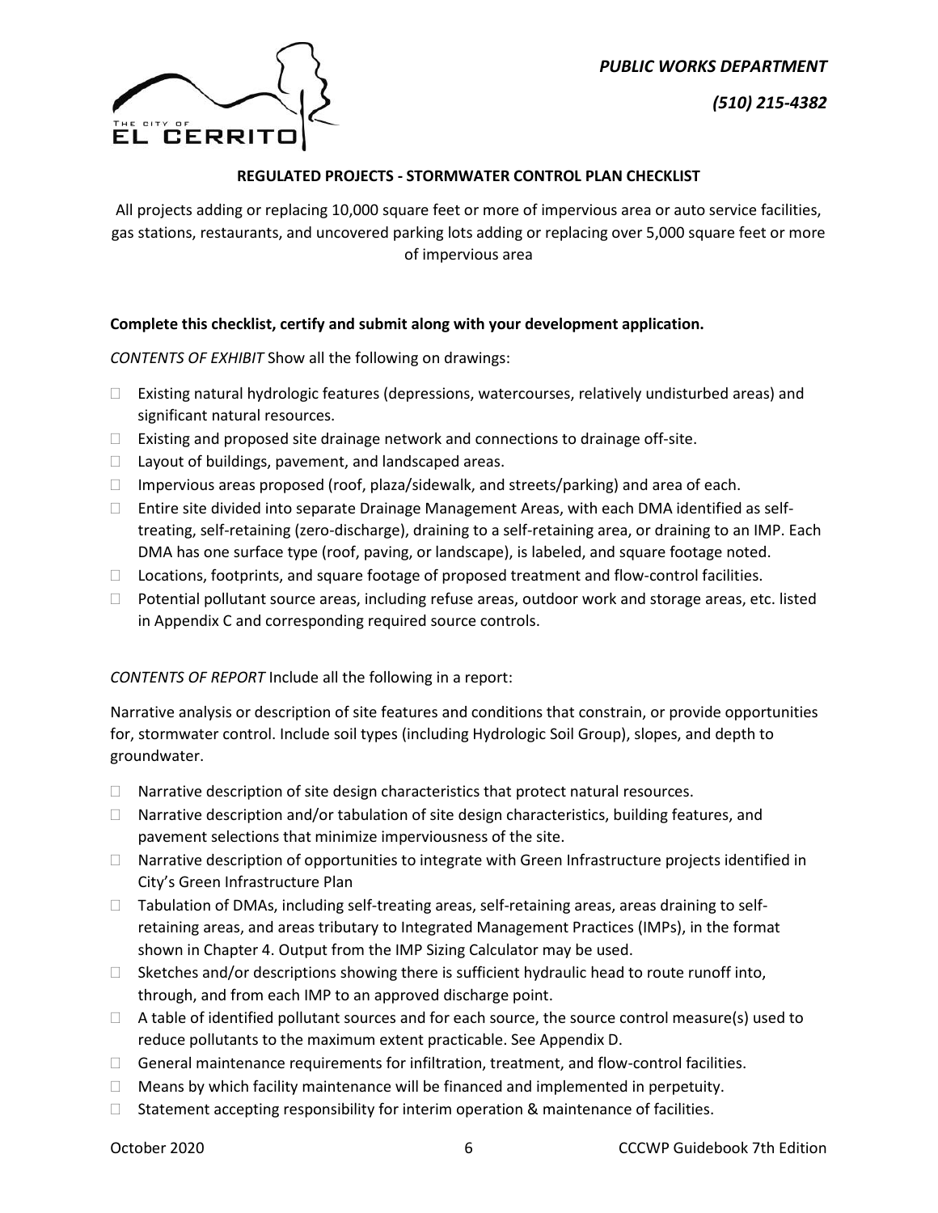*PUBLIC WORKS DEPARTMENT*

*(510) 215-4382*

**REGULATED PROJECTS - STORMWATER CONTROL PLAN CHECKLIST**

All projects adding or replacing 10,000 square feet or more of impervious area or auto service facilities, gas stations, restaurants, and uncovered parking lots adding or replacing over 5,000 square feet or more of impervious area

**Complete this checklist, certify and submit along with your development application.**

*CONTENTS OF EXHIBIT* Show all the following on drawings:

- ☐ Existing natural hydrologic features (depressions, watercourses, relatively undisturbed areas) and significant natural resources.
- ☐ Existing and proposed site drainage network and connections to drainage off-site.
- ☐ Layout of buildings, pavement, and landscaped areas.
- ☐ Impervious areas proposed (roof, plaza/sidewalk, and streets/parking) and area of each.
- ☐ Entire site divided into separate Drainage Management Areas, with each DMA identified as self-treating, self-retaining (zero-discharge), draining to a self-retaining area, or draining to an IMP. Each DMA has one surface type (roof, paving, or landscape), is labeled, and square footage noted.
- ☐ Locations, footprints, and square footage of proposed treatment and flow-control facilities.
- ☐ Potential pollutant source areas, including refuse areas, outdoor work and storage areas, etc. listed in Appendix C and corresponding required source controls.

*CONTENTS OF REPORT* Include all the following in a report:

Narrative analysis or description of site features and conditions that constrain, or provide opportunities for, stormwater control. Include soil types (including Hydrologic Soil Group), slopes, and depth to groundwater.

- ☐ Narrative description of site design characteristics that protect natural resources.
- ☐ Narrative description and/or tabulation of site design characteristics, building features, and pavement selections that minimize imperviousness of the site.
- ☐ Narrative description of opportunities to integrate with Green Infrastructure projects identified in City's Green Infrastructure Plan
- ☐ Tabulation of DMAs, including self-treating areas, self-retaining areas, areas draining to self-retaining areas, and areas tributary to Integrated Management Practices (IMPs), in the format shown in Chapter 4. Output from the IMP Sizing Calculator may be used.
- ☐ Sketches and/or descriptions showing there is sufficient hydraulic head to route runoff into, through, and from each IMP to an approved discharge point.
- ☐ A table of identified pollutant sources and for each source, the source control measure(s) used to reduce pollutants to the maximum extent practicable. See Appendix D.
- ☐ General maintenance requirements for infiltration, treatment, and flow-control facilities.
- ☐ Means by which facility maintenance will be financed and implemented in perpetuity.
- ☐ Statement accepting responsibility for interim operation & maintenance of facilities.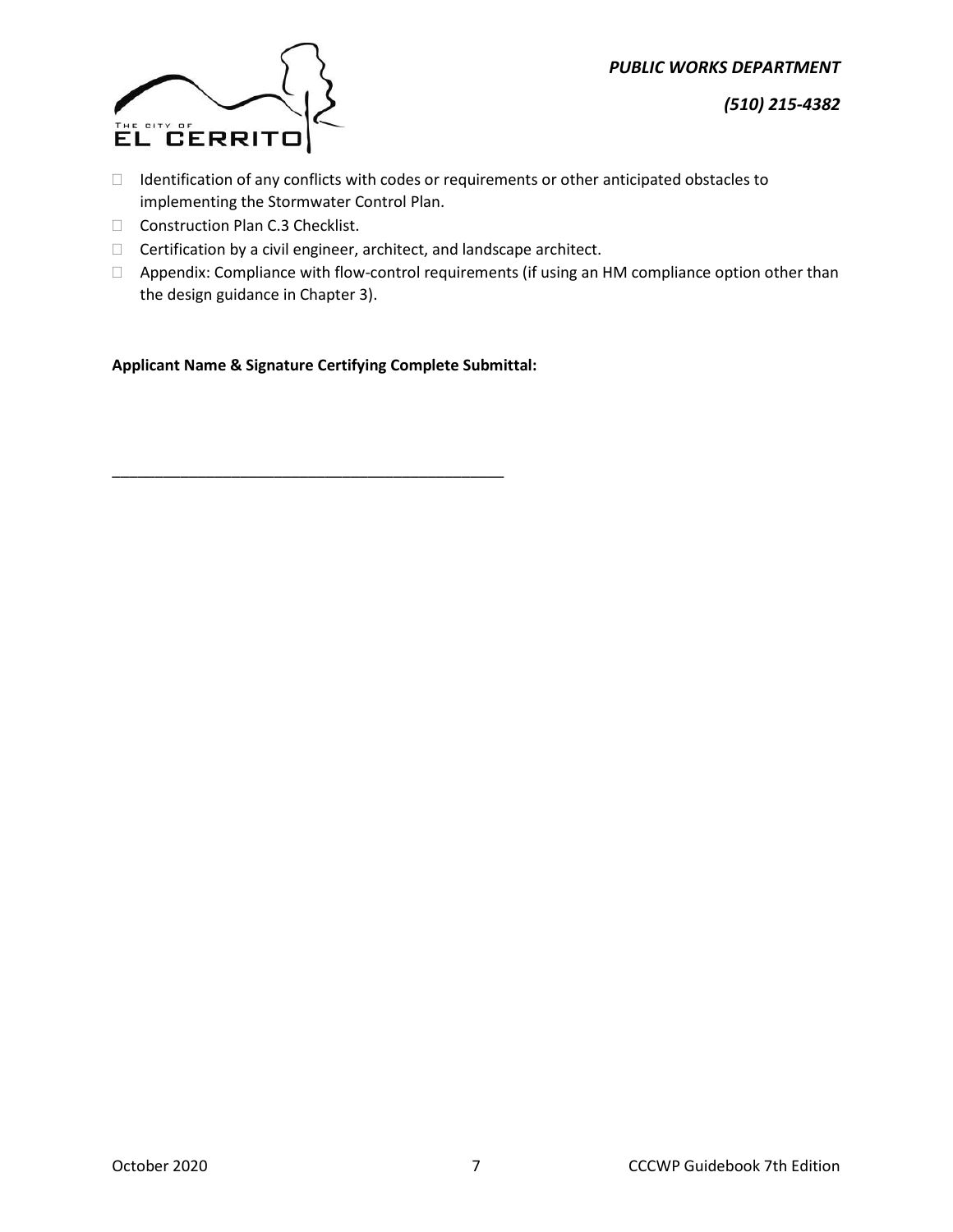- ☐ Identification of any conflicts with codes or requirements or other anticipated obstacles to implementing the Stormwater Control Plan.
- ☐ Construction Plan C.3 Checklist.
- ☐ Certification by a civil engineer, architect, and landscape architect.
- ☐ Appendix: Compliance with flow-control requirements (if using an HM compliance option other than the design guidance in Chapter 3).

**Applicant Name & Signature Certifying Complete Submittal:**

_______________________________________________